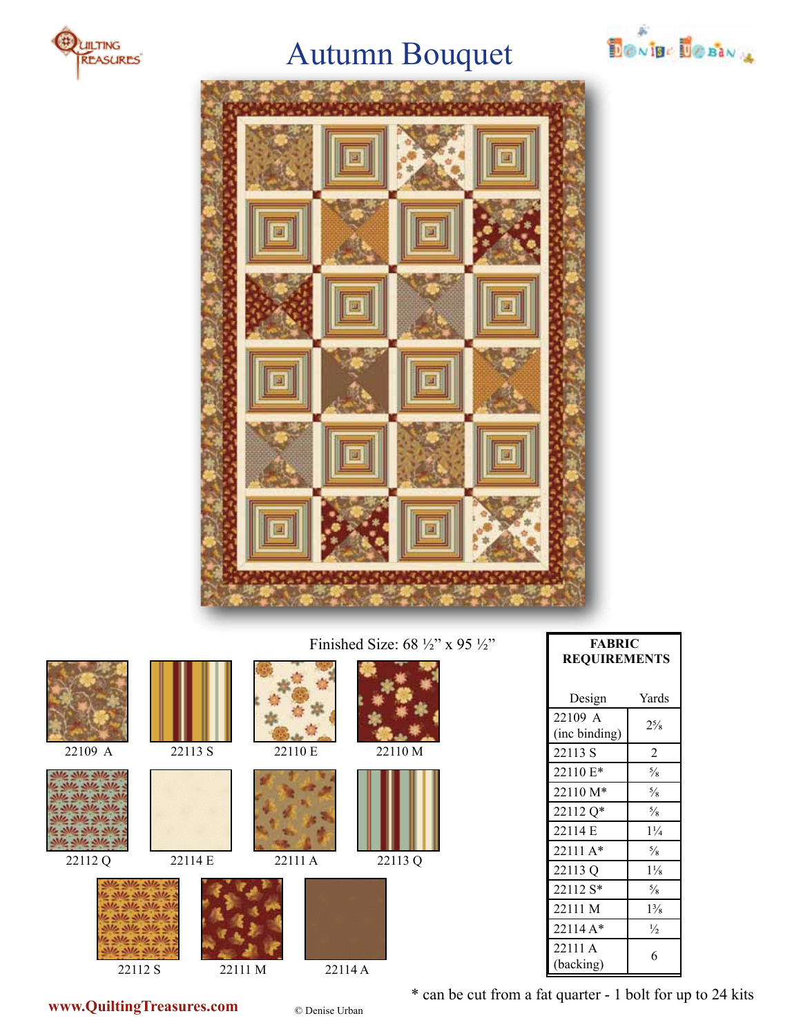# Autumn Bouquet

Finished Size: 68 ½" x 95 ½"

22109 A | 22113 S | 22110 E | 22110 M

22112 Q | 22114 E | 22111 A | 22113 Q

22112 S | 22111 M | 22114 A

**FABRIC REQUIREMENTS**

| Design | Yards |
|---|---|
| 22109 A (inc binding) | 2⅝ |
| 22113 S | 2 |
| 22110 E* | ⅝ |
| 22110 M* | ⅝ |
| 22112 Q* | ⅝ |
| 22114 E | 1¼ |
| 22111 A* | ⅝ |
| 22113 Q | 1⅛ |
| 22112 S* | ⅝ |
| 22111 M | 1⅜ |
| 22114 A* | ½ |
| 22111 A (backing) | 6 |

\* can be cut from a fat quarter - 1 bolt for up to 24 kits

www.QuiltingTreasures.com

© Denise Urban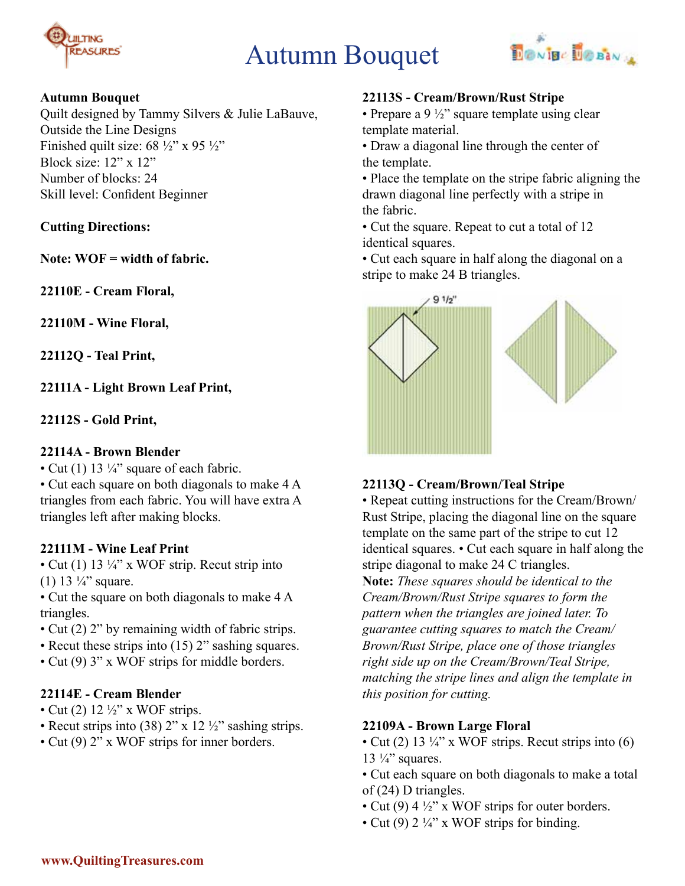# Autumn Bouquet

**Autumn Bouquet**
Quilt designed by Tammy Silvers & Julie LaBauve, Outside the Line Designs
Finished quilt size: 68 ½" x 95 ½"
Block size: 12" x 12"
Number of blocks: 24
Skill level: Confident Beginner

**Cutting Directions:**

**Note: WOF = width of fabric.**

**22110E - Cream Floral,**

**22110M - Wine Floral,**

**22112Q - Teal Print,**

**22111A - Light Brown Leaf Print,**

**22112S - Gold Print,**

**22114A - Brown Blender**

- Cut (1) 13 ¼" square of each fabric.
- Cut each square on both diagonals to make 4 A triangles from each fabric. You will have extra A triangles left after making blocks.

**22111M - Wine Leaf Print**

- Cut (1) 13 ¼" x WOF strip. Recut strip into (1) 13 ¼" square.
- Cut the square on both diagonals to make 4 A triangles.
- Cut (2) 2" by remaining width of fabric strips.
- Recut these strips into (15) 2" sashing squares.
- Cut (9) 3" x WOF strips for middle borders.

**22114E - Cream Blender**

- Cut (2) 12 ½" x WOF strips.
- Recut strips into (38) 2" x 12 ½" sashing strips.
- Cut (9) 2" x WOF strips for inner borders.

**22113S - Cream/Brown/Rust Stripe**

- Prepare a 9 ½" square template using clear template material.
- Draw a diagonal line through the center of the template.
- Place the template on the stripe fabric aligning the drawn diagonal line perfectly with a stripe in the fabric.
- Cut the square. Repeat to cut a total of 12 identical squares.
- Cut each square in half along the diagonal on a stripe to make 24 B triangles.

9 1/2"

**22113Q - Cream/Brown/Teal Stripe**

- Repeat cutting instructions for the Cream/Brown/Rust Stripe, placing the diagonal line on the square template on the same part of the stripe to cut 12 identical squares. • Cut each square in half along the stripe diagonal to make 24 C triangles.

**Note:** *These squares should be identical to the Cream/Brown/Rust Stripe squares to form the pattern when the triangles are joined later. To guarantee cutting squares to match the Cream/Brown/Rust Stripe, place one of those triangles right side up on the Cream/Brown/Teal Stripe, matching the stripe lines and align the template in this position for cutting.*

**22109A - Brown Large Floral**

- Cut (2) 13 ¼" x WOF strips. Recut strips into (6) 13 ¼" squares.
- Cut each square on both diagonals to make a total of (24) D triangles.
- Cut (9) 4 ½" x WOF strips for outer borders.
- Cut (9) 2 ¼" x WOF strips for binding.

www.QuiltingTreasures.com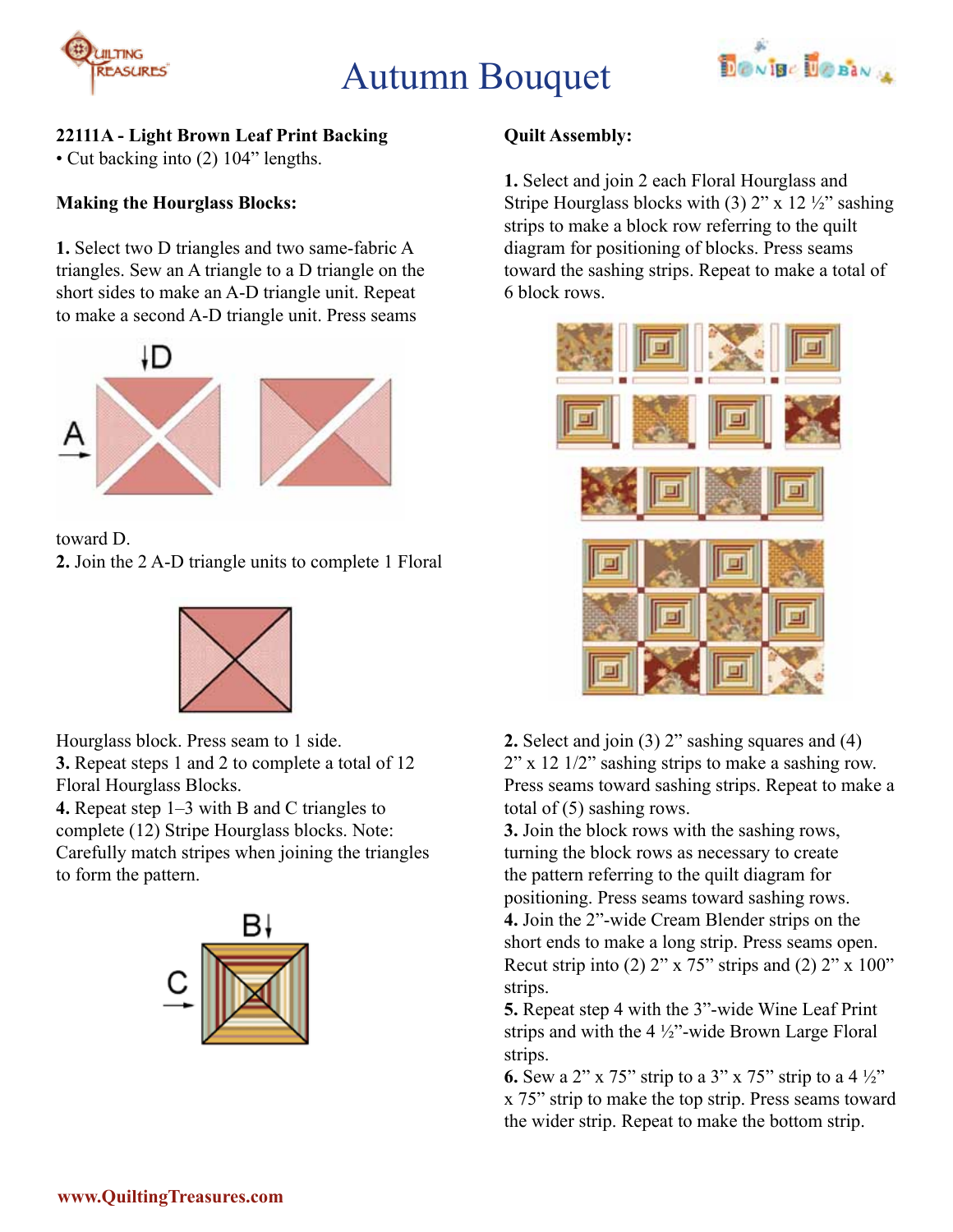# Autumn Bouquet

**22111A - Light Brown Leaf Print Backing**

• Cut backing into (2) 104" lengths.

**Making the Hourglass Blocks:**

**1.** Select two D triangles and two same-fabric A triangles. Sew an A triangle to a D triangle on the short sides to make an A-D triangle unit. Repeat to make a second A-D triangle unit. Press seams toward D.

**2.** Join the 2 A-D triangle units to complete 1 Floral Hourglass block. Press seam to 1 side.

**3.** Repeat steps 1 and 2 to complete a total of 12 Floral Hourglass Blocks.

**4.** Repeat steps 1–3 with B and C triangles to complete (12) Stripe Hourglass blocks. Note: Carefully match stripes when joining the triangles to form the pattern.

**Quilt Assembly:**

**1.** Select and join 2 each Floral Hourglass and Stripe Hourglass blocks with (3) 2" x 12 ½" sashing strips to make a block row referring to the quilt diagram for positioning of blocks. Press seams toward the sashing strips. Repeat to make a total of 6 block rows.

**2.** Select and join (3) 2" sashing squares and (4) 2" x 12 1/2" sashing strips to make a sashing row. Press seams toward sashing strips. Repeat to make a total of (5) sashing rows.

**3.** Join the block rows with the sashing rows, turning the block rows as necessary to create the pattern referring to the quilt diagram for positioning. Press seams toward sashing rows.

**4.** Join the 2"-wide Cream Blender strips on the short ends to make a long strip. Press seams open. Recut strip into (2) 2" x 75" strips and (2) 2" x 100" strips.

**5.** Repeat step 4 with the 3"-wide Wine Leaf Print strips and with the 4 ½"-wide Brown Large Floral strips.

**6.** Sew a 2" x 75" strip to a 3" x 75" strip to a 4 ½" x 75" strip to make the top strip. Press seams toward the wider strip. Repeat to make the bottom strip.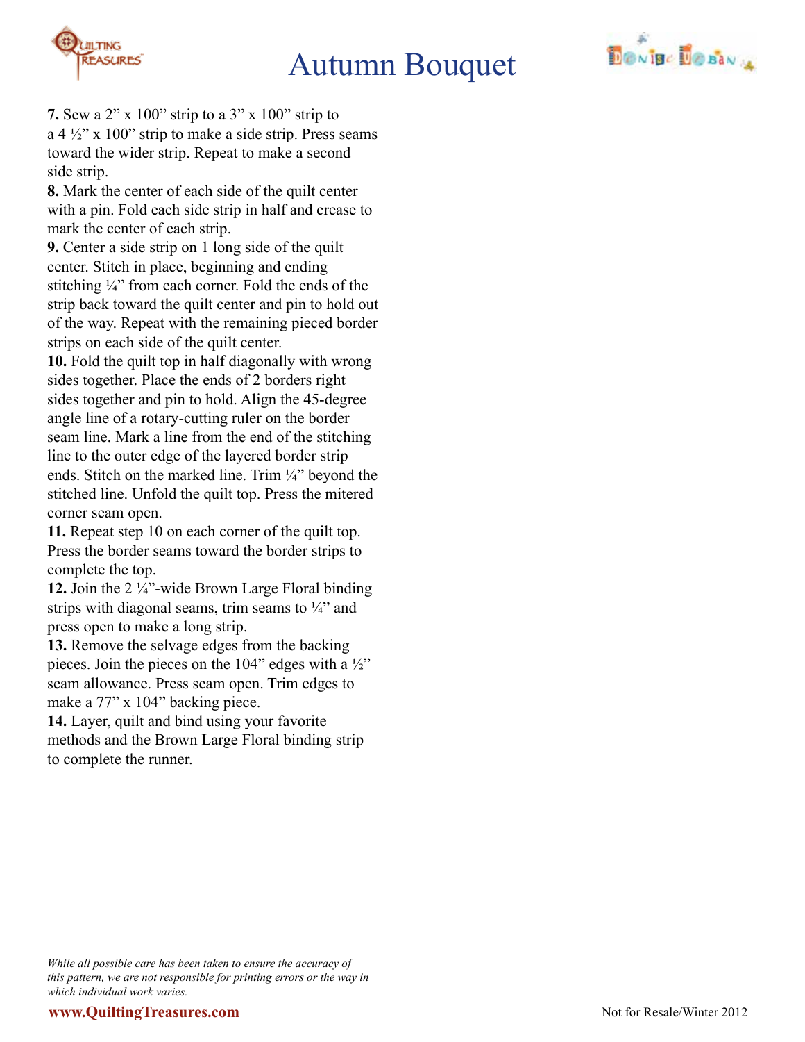# Autumn Bouquet

**7.** Sew a 2" x 100" strip to a 3" x 100" strip to a 4 ½" x 100" strip to make a side strip. Press seams toward the wider strip. Repeat to make a second side strip.

**8.** Mark the center of each side of the quilt center with a pin. Fold each side strip in half and crease to mark the center of each strip.

**9.** Center a side strip on 1 long side of the quilt center. Stitch in place, beginning and ending stitching ¼" from each corner. Fold the ends of the strip back toward the quilt center and pin to hold out of the way. Repeat with the remaining pieced border strips on each side of the quilt center.

**10.** Fold the quilt top in half diagonally with wrong sides together. Place the ends of 2 borders right sides together and pin to hold. Align the 45-degree angle line of a rotary-cutting ruler on the border seam line. Mark a line from the end of the stitching line to the outer edge of the layered border strip ends. Stitch on the marked line. Trim ¼" beyond the stitched line. Unfold the quilt top. Press the mitered corner seam open.

**11.** Repeat step 10 on each corner of the quilt top. Press the border seams toward the border strips to complete the top.

**12.** Join the 2 ¼"-wide Brown Large Floral binding strips with diagonal seams, trim seams to ¼" and press open to make a long strip.

**13.** Remove the selvage edges from the backing pieces. Join the pieces on the 104" edges with a ½" seam allowance. Press seam open. Trim edges to make a 77" x 104" backing piece.

**14.** Layer, quilt and bind using your favorite methods and the Brown Large Floral binding strip to complete the runner.

*While all possible care has been taken to ensure the accuracy of this pattern, we are not responsible for printing errors or the way in which individual work varies.*

**www.QuiltingTreasures.com**

Not for Resale/Winter 2012